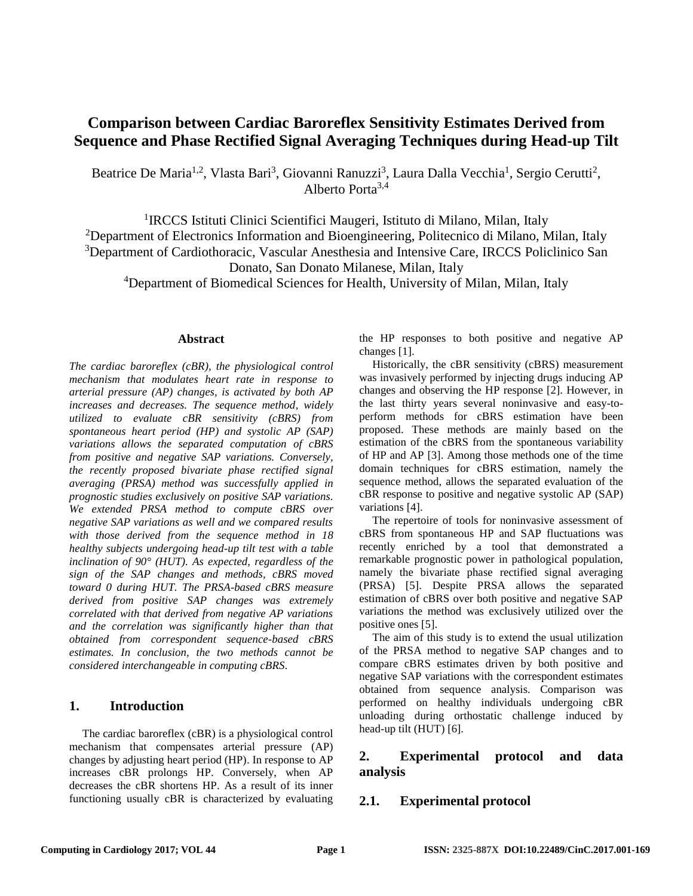# Comparison between Cardiac Baroreflex Sensitivity Estimates Derived from Sequence and Phase Rectified Signal Averaging Techniques during Head-up Tilt

Beatrice De Maria[1,2], Vlasta Bari[3], Giovanni Ranuzzi[3], Laura Dalla Vecchia[1], Sergio Cerutti[2], Alberto Porta[3,4]

[1]IRCCS Istituti Clinici Scientifici Maugeri, Istituto di Milano, Milan, Italy
[2]Department of Electronics Information and Bioengineering, Politecnico di Milano, Milan, Italy
[3]Department of Cardiothoracic, Vascular Anesthesia and Intensive Care, IRCCS Policlinico San Donato, San Donato Milanese, Milan, Italy
[4]Department of Biomedical Sciences for Health, University of Milan, Milan, Italy

### Abstract

*The cardiac baroreflex (cBR), the physiological control mechanism that modulates heart rate in response to arterial pressure (AP) changes, is activated by both AP increases and decreases. The sequence method, widely utilized to evaluate cBR sensitivity (cBRS) from spontaneous heart period (HP) and systolic AP (SAP) variations allows the separated computation of cBRS from positive and negative SAP variations. Conversely, the recently proposed bivariate phase rectified signal averaging (PRSA) method was successfully applied in prognostic studies exclusively on positive SAP variations. We extended PRSA method to compute cBRS over negative SAP variations as well and we compared results with those derived from the sequence method in 18 healthy subjects undergoing head-up tilt test with a table inclination of 90° (HUT). As expected, regardless of the sign of the SAP changes and methods, cBRS moved toward 0 during HUT. The PRSA-based cBRS measure derived from positive SAP changes was extremely correlated with that derived from negative AP variations and the correlation was significantly higher than that obtained from correspondent sequence-based cBRS estimates. In conclusion, the two methods cannot be considered interchangeable in computing cBRS.*

## 1. Introduction

The cardiac baroreflex (cBR) is a physiological control mechanism that compensates arterial pressure (AP) changes by adjusting heart period (HP). In response to AP increases cBR prolongs HP. Conversely, when AP decreases the cBR shortens HP. As a result of its inner functioning usually cBR is characterized by evaluating the HP responses to both positive and negative AP changes [1].

Historically, the cBR sensitivity (cBRS) measurement was invasively performed by injecting drugs inducing AP changes and observing the HP response [2]. However, in the last thirty years several noninvasive and easy-to-perform methods for cBRS estimation have been proposed. These methods are mainly based on the estimation of the cBRS from the spontaneous variability of HP and AP [3]. Among those methods one of the time domain techniques for cBRS estimation, namely the sequence method, allows the separated evaluation of the cBR response to positive and negative systolic AP (SAP) variations [4].

The repertoire of tools for noninvasive assessment of cBRS from spontaneous HP and SAP fluctuations was recently enriched by a tool that demonstrated a remarkable prognostic power in pathological population, namely the bivariate phase rectified signal averaging (PRSA) [5]. Despite PRSA allows the separated estimation of cBRS over both positive and negative SAP variations the method was exclusively utilized over the positive ones [5].

The aim of this study is to extend the usual utilization of the PRSA method to negative SAP changes and to compare cBRS estimates driven by both positive and negative SAP variations with the correspondent estimates obtained from sequence analysis. Comparison was performed on healthy individuals undergoing cBR unloading during orthostatic challenge induced by head-up tilt (HUT) [6].

## 2. Experimental protocol and data analysis

### 2.1. Experimental protocol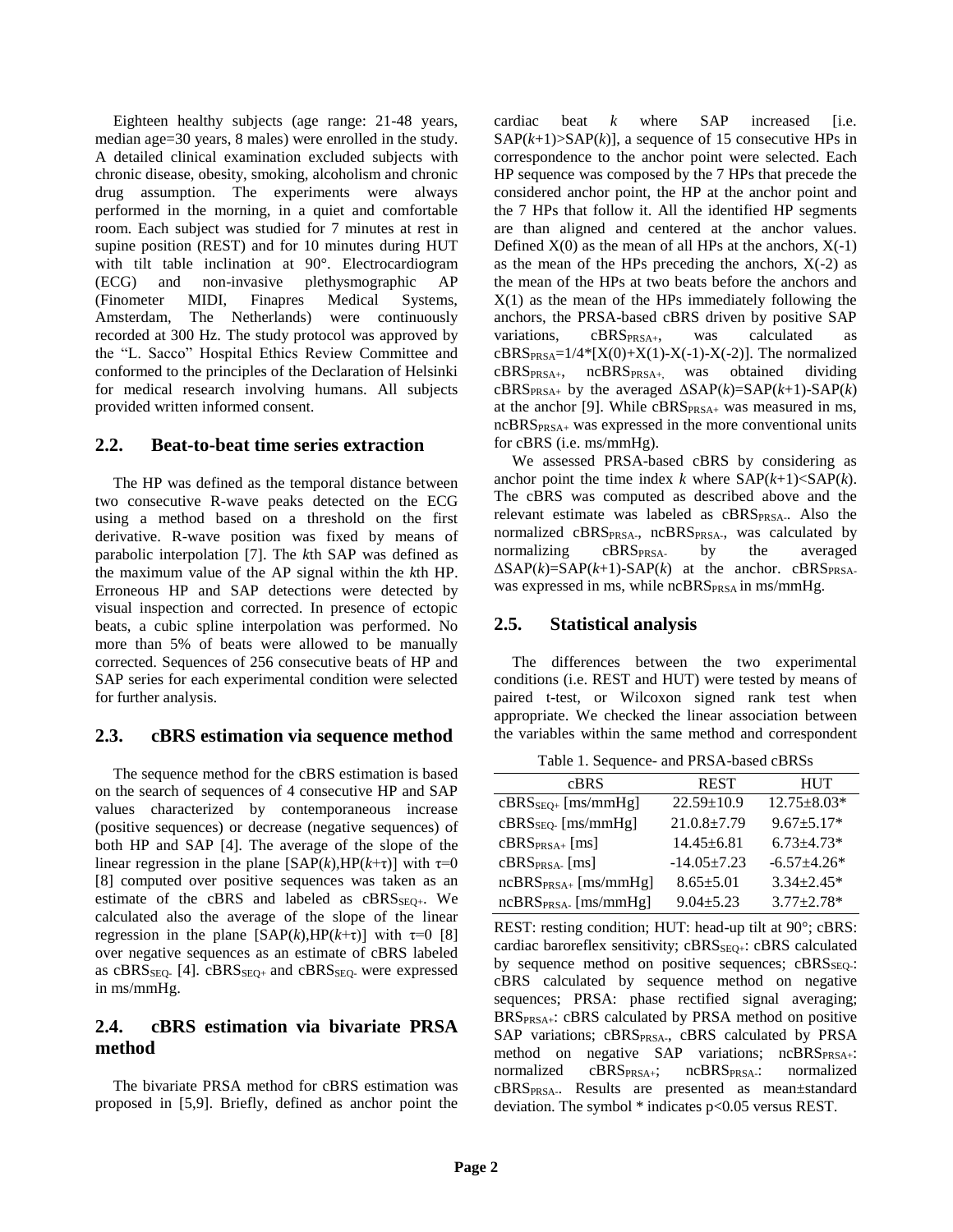Eighteen healthy subjects (age range: 21-48 years, median age=30 years, 8 males) were enrolled in the study. A detailed clinical examination excluded subjects with chronic disease, obesity, smoking, alcoholism and chronic drug assumption. The experiments were always performed in the morning, in a quiet and comfortable room. Each subject was studied for 7 minutes at rest in supine position (REST) and for 10 minutes during HUT with tilt table inclination at 90°. Electrocardiogram (ECG) and non-invasive plethysmographic AP (Finometer MIDI, Finapres Medical Systems, Amsterdam, The Netherlands) were continuously recorded at 300 Hz. The study protocol was approved by the "L. Sacco" Hospital Ethics Review Committee and conformed to the principles of the Declaration of Helsinki for medical research involving humans. All subjects provided written informed consent.

## 2.2. Beat-to-beat time series extraction

The HP was defined as the temporal distance between two consecutive R-wave peaks detected on the ECG using a method based on a threshold on the first derivative. R-wave position was fixed by means of parabolic interpolation [7]. The $k$th SAP was defined as the maximum value of the AP signal within the $k$th HP. Erroneous HP and SAP detections were detected by visual inspection and corrected. In presence of ectopic beats, a cubic spline interpolation was performed. No more than 5% of beats were allowed to be manually corrected. Sequences of 256 consecutive beats of HP and SAP series for each experimental condition were selected for further analysis.

## 2.3. cBRS estimation via sequence method

The sequence method for the cBRS estimation is based on the search of sequences of 4 consecutive HP and SAP values characterized by contemporaneous increase (positive sequences) or decrease (negative sequences) of both HP and SAP [4]. The average of the slope of the linear regression in the plane $[SAP(k),HP(k+\tau)]$ with $\tau$=0 [8] computed over positive sequences was taken as an estimate of the cBRS and labeled as $cBRS_{SEQ+}$. We calculated also the average of the slope of the linear regression in the plane $[SAP(k),HP(k+\tau)]$ with $\tau$=0 [8] over negative sequences as an estimate of cBRS labeled as $cBRS_{SEQ-}$ [4]. $cBRS_{SEQ+}$ and $cBRS_{SEQ-}$ were expressed in ms/mmHg.

## 2.4. cBRS estimation via bivariate PRSA method

The bivariate PRSA method for cBRS estimation was proposed in [5,9]. Briefly, defined as anchor point the cardiac beat $k$ where SAP increased [i.e. $SAP(k+1)>SAP(k)$], a sequence of 15 consecutive HPs in correspondence to the anchor point were selected. Each HP sequence was composed by the 7 HPs that precede the considered anchor point, the HP at the anchor point and the 7 HPs that follow it. All the identified HP segments are than aligned and centered at the anchor values. Defined X(0) as the mean of all HPs at the anchors, X(-1) as the mean of the HPs preceding the anchors, X(-2) as the mean of the HPs at two beats before the anchors and X(1) as the mean of the HPs immediately following the anchors, the PRSA-based cBRS driven by positive SAP variations, $cBRS_{PRSA+}$, was calculated as $cBRS_{PRSA}=1/4*[X(0)+X(1)-X(-1)-X(-2)]$. The normalized $cBRS_{PRSA+}$, $ncBRS_{PRSA+}$, was obtained dividing $cBRS_{PRSA+}$ by the averaged $\Delta SAP(k)=SAP(k+1)-SAP(k)$ at the anchor [9]. While $cBRS_{PRSA+}$ was measured in ms, $ncBRS_{PRSA+}$ was expressed in the more conventional units for cBRS (i.e. ms/mmHg).

We assessed PRSA-based cBRS by considering as anchor point the time index $k$ where $SAP(k+1)<SAP(k)$. The cBRS was computed as described above and the relevant estimate was labeled as $cBRS_{PRSA-}$. Also the normalized $cBRS_{PRSA-}$, $ncBRS_{PRSA-}$, was calculated by normalizing $cBRS_{PRSA-}$ by the averaged $\Delta SAP(k)=SAP(k+1)-SAP(k)$ at the anchor. $cBRS_{PRSA-}$ was expressed in ms, while $ncBRS_{PRSA}$ in ms/mmHg.

## 2.5. Statistical analysis

The differences between the two experimental conditions (i.e. REST and HUT) were tested by means of paired t-test, or Wilcoxon signed rank test when appropriate. We checked the linear association between the variables within the same method and correspondent

Table 1. Sequence- and PRSA-based cBRSs

| cBRS | REST | HUT |
|---|---|---|
| $cBRS_{SEQ+}$ [ms/mmHg] | 22.59±10.9 | 12.75±8.03* |
| $cBRS_{SEQ-}$ [ms/mmHg] | 21.0.8±7.79 | 9.67±5.17* |
| $cBRS_{PRSA+}$ [ms] | 14.45±6.81 | 6.73±4.73* |
| $cBRS_{PRSA-}$ [ms] | -14.05±7.23 | -6.57±4.26* |
| $ncBRS_{PRSA+}$ [ms/mmHg] | 8.65±5.01 | 3.34±2.45* |
| $ncBRS_{PRSA-}$ [ms/mmHg] | 9.04±5.23 | 3.77±2.78* |

REST: resting condition; HUT: head-up tilt at 90°; cBRS: cardiac baroreflex sensitivity; $cBRS_{SEQ+}$: cBRS calculated by sequence method on positive sequences; $cBRS_{SEQ-}$: cBRS calculated by sequence method on negative sequences; PRSA: phase rectified signal averaging; $BRS_{PRSA+}$: cBRS calculated by PRSA method on positive SAP variations; $cBRS_{PRSA-}$, cBRS calculated by PRSA method on negative SAP variations; $ncBRS_{PRSA+}$: normalized $cBRS_{PRSA+}$; $ncBRS_{PRSA-}$: normalized $cBRS_{PRSA-}$. Results are presented as mean±standard deviation. The symbol * indicates $p<0.05$ versus REST.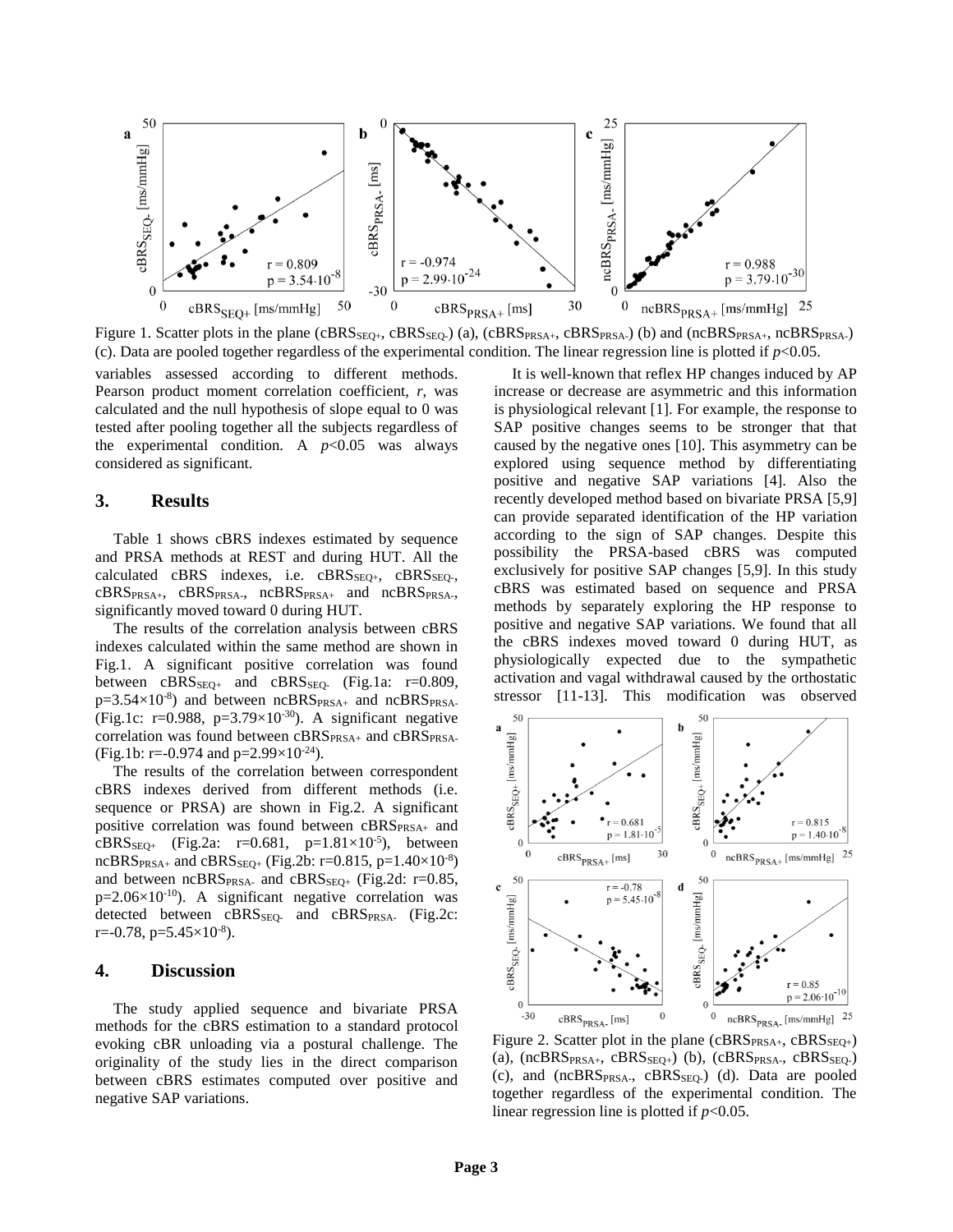Figure 1. Scatter plots in the plane ($cBRS_{SEQ+}$, $cBRS_{SEQ-}$) (a), ($cBRS_{PRSA+}$, $cBRS_{PRSA-}$) (b) and ($ncBRS_{PRSA+}$, $ncBRS_{PRSA-}$) (c). Data are pooled together regardless of the experimental condition. The linear regression line is plotted if $p<0.05$.

variables assessed according to different methods. Pearson product moment correlation coefficient, *r*, was calculated and the null hypothesis of slope equal to 0 was tested after pooling together all the subjects regardless of the experimental condition. A $p<0.05$ was always considered as significant.

## 3. Results

Table 1 shows cBRS indexes estimated by sequence and PRSA methods at REST and during HUT. All the calculated cBRS indexes, i.e. $cBRS_{SEQ+}$, $cBRS_{SEQ-}$, $cBRS_{PRSA+}$, $cBRS_{PRSA-}$, $ncBRS_{PRSA+}$ and $ncBRS_{PRSA-}$, significantly moved toward 0 during HUT.

The results of the correlation analysis between cBRS indexes calculated within the same method are shown in Fig.1. A significant positive correlation was found between $cBRS_{SEQ+}$ and $cBRS_{SEQ-}$ (Fig.1a: r=0.809, $p=3.54\times10^{-8}$) and between $ncBRS_{PRSA+}$ and $ncBRS_{PRSA-}$ (Fig.1c: r=0.988, $p=3.79\times10^{-30}$). A significant negative correlation was found between $cBRS_{PRSA+}$ and $cBRS_{PRSA-}$ (Fig.1b: r=-0.974 and $p=2.99\times10^{-24}$).

The results of the correlation between correspondent cBRS indexes derived from different methods (i.e. sequence or PRSA) are shown in Fig.2. A significant positive correlation was found between $cBRS_{PRSA+}$ and $cBRS_{SEQ+}$ (Fig.2a: r=0.681, $p=1.81\times10^{-5}$), between $ncBRS_{PRSA+}$ and $cBRS_{SEQ+}$ (Fig.2b: r=0.815, $p=1.40\times10^{-8}$) and between $ncBRS_{PRSA-}$ and $cBRS_{SEQ+}$ (Fig.2d: r=0.85, $p=2.06\times10^{-10}$). A significant negative correlation was detected between $cBRS_{SEQ-}$ and $cBRS_{PRSA-}$ (Fig.2c: r=-0.78, $p=5.45\times10^{-8}$).

## 4. Discussion

The study applied sequence and bivariate PRSA methods for the cBRS estimation to a standard protocol evoking cBR unloading via a postural challenge. The originality of the study lies in the direct comparison between cBRS estimates computed over positive and negative SAP variations.

It is well-known that reflex HP changes induced by AP increase or decrease are asymmetric and this information is physiological relevant [1]. For example, the response to SAP positive changes seems to be stronger that that caused by the negative ones [10]. This asymmetry can be explored using sequence method by differentiating positive and negative SAP variations [4]. Also the recently developed method based on bivariate PRSA [5,9] can provide separated identification of the HP variation according to the sign of SAP changes. Despite this possibility the PRSA-based cBRS was computed exclusively for positive SAP changes [5,9]. In this study cBRS was estimated based on sequence and PRSA methods by separately exploring the HP response to positive and negative SAP variations. We found that all the cBRS indexes moved toward 0 during HUT, as physiologically expected due to the sympathetic activation and vagal withdrawal caused by the orthostatic stressor [11-13]. This modification was observed

Figure 2. Scatter plot in the plane ($cBRS_{PRSA+}$, $cBRS_{SEQ+}$) (a), ($ncBRS_{PRSA+}$, $cBRS_{SEQ+}$) (b), ($cBRS_{PRSA-}$, $cBRS_{SEQ-}$) (c), and ($ncBRS_{PRSA-}$, $cBRS_{SEQ-}$) (d). Data are pooled together regardless of the experimental condition. The linear regression line is plotted if $p<0.05$.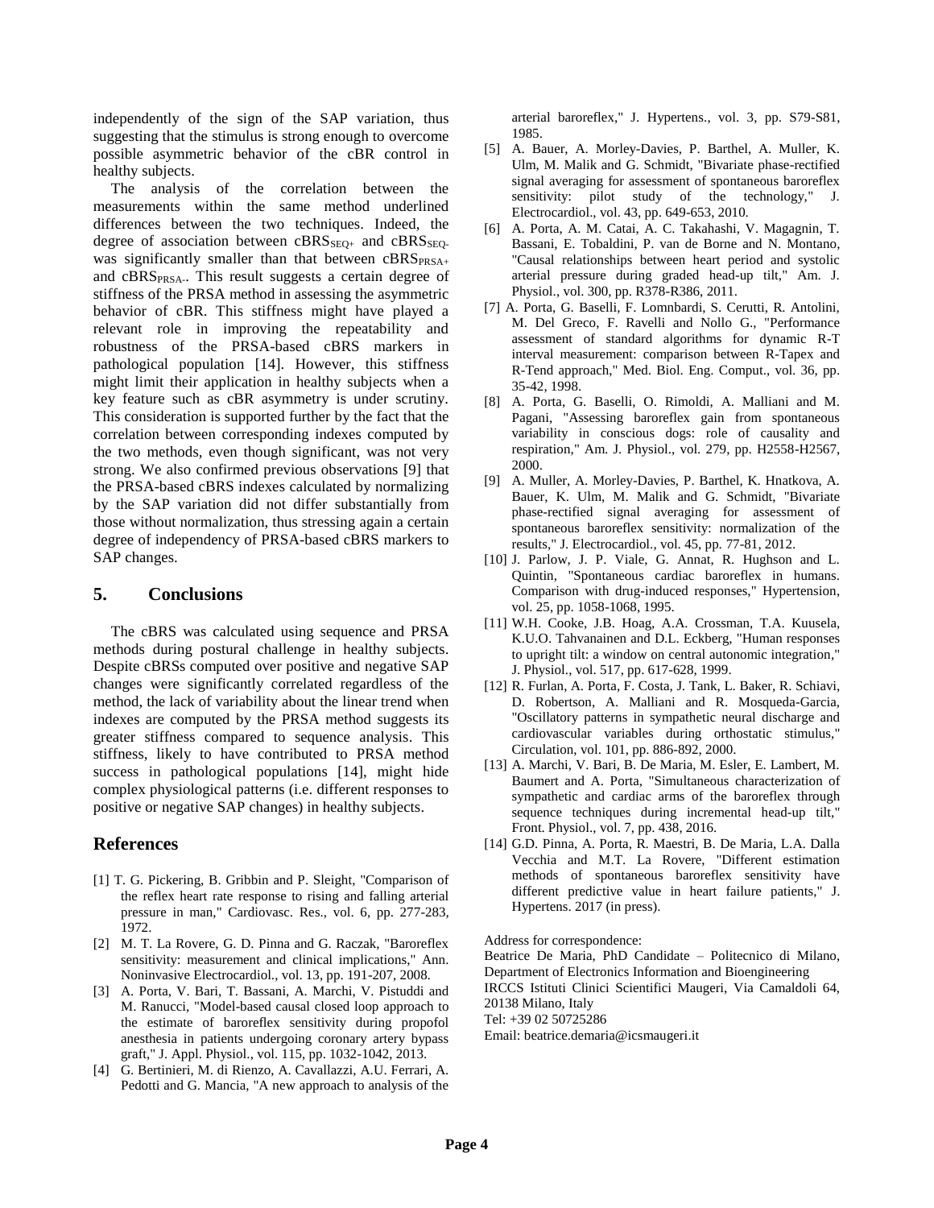independently of the sign of the SAP variation, thus suggesting that the stimulus is strong enough to overcome possible asymmetric behavior of the cBR control in healthy subjects.

The analysis of the correlation between the measurements within the same method underlined differences between the two techniques. Indeed, the degree of association between $cBRS_{SEQ+}$ and $cBRS_{SEQ-}$ was significantly smaller than that between $cBRS_{PRSA+}$ and $cBRS_{PRSA-}$. This result suggests a certain degree of stiffness of the PRSA method in assessing the asymmetric behavior of cBR. This stiffness might have played a relevant role in improving the repeatability and robustness of the PRSA-based cBRS markers in pathological population [14]. However, this stiffness might limit their application in healthy subjects when a key feature such as cBR asymmetry is under scrutiny. This consideration is supported further by the fact that the correlation between corresponding indexes computed by the two methods, even though significant, was not very strong. We also confirmed previous observations [9] that the PRSA-based cBRS indexes calculated by normalizing by the SAP variation did not differ substantially from those without normalization, thus stressing again a certain degree of independency of PRSA-based cBRS markers to SAP changes.

## 5. Conclusions

The cBRS was calculated using sequence and PRSA methods during postural challenge in healthy subjects. Despite cBRSs computed over positive and negative SAP changes were significantly correlated regardless of the method, the lack of variability about the linear trend when indexes are computed by the PRSA method suggests its greater stiffness compared to sequence analysis. This stiffness, likely to have contributed to PRSA method success in pathological populations [14], might hide complex physiological patterns (i.e. different responses to positive or negative SAP changes) in healthy subjects.

## References

[1] T. G. Pickering, B. Gribbin and P. Sleight, "Comparison of the reflex heart rate response to rising and falling arterial pressure in man," Cardiovasc. Res., vol. 6, pp. 277-283, 1972.

[2] M. T. La Rovere, G. D. Pinna and G. Raczak, "Baroreflex sensitivity: measurement and clinical implications," Ann. Noninvasive Electrocardiol., vol. 13, pp. 191-207, 2008.

[3] A. Porta, V. Bari, T. Bassani, A. Marchi, V. Pistuddi and M. Ranucci, "Model-based causal closed loop approach to the estimate of baroreflex sensitivity during propofol anesthesia in patients undergoing coronary artery bypass graft," J. Appl. Physiol., vol. 115, pp. 1032-1042, 2013.

[4] G. Bertinieri, M. di Rienzo, A. Cavallazzi, A.U. Ferrari, A. Pedotti and G. Mancia, "A new approach to analysis of the arterial baroreflex," J. Hypertens., vol. 3, pp. S79-S81, 1985.

[5] A. Bauer, A. Morley-Davies, P. Barthel, A. Muller, K. Ulm, M. Malik and G. Schmidt, "Bivariate phase-rectified signal averaging for assessment of spontaneous baroreflex sensitivity: pilot study of the technology," J. Electrocardiol., vol. 43, pp. 649-653, 2010.

[6] A. Porta, A. M. Catai, A. C. Takahashi, V. Magagnin, T. Bassani, E. Tobaldini, P. van de Borne and N. Montano, "Causal relationships between heart period and systolic arterial pressure during graded head-up tilt," Am. J. Physiol., vol. 300, pp. R378-R386, 2011.

[7] A. Porta, G. Baselli, F. Lomnbardi, S. Cerutti, R. Antolini, M. Del Greco, F. Ravelli and Nollo G., "Performance assessment of standard algorithms for dynamic R-T interval measurement: comparison between R-Tapex and R-Tend approach," Med. Biol. Eng. Comput., vol. 36, pp. 35-42, 1998.

[8] A. Porta, G. Baselli, O. Rimoldi, A. Malliani and M. Pagani, "Assessing baroreflex gain from spontaneous variability in conscious dogs: role of causality and respiration," Am. J. Physiol., vol. 279, pp. H2558-H2567, 2000.

[9] A. Muller, A. Morley-Davies, P. Barthel, K. Hnatkova, A. Bauer, K. Ulm, M. Malik and G. Schmidt, "Bivariate phase-rectified signal averaging for assessment of spontaneous baroreflex sensitivity: normalization of the results," J. Electrocardiol., vol. 45, pp. 77-81, 2012.

[10] J. Parlow, J. P. Viale, G. Annat, R. Hughson and L. Quintin, "Spontaneous cardiac baroreflex in humans. Comparison with drug-induced responses," Hypertension, vol. 25, pp. 1058-1068, 1995.

[11] W.H. Cooke, J.B. Hoag, A.A. Crossman, T.A. Kuusela, K.U.O. Tahvanainen and D.L. Eckberg, "Human responses to upright tilt: a window on central autonomic integration," J. Physiol., vol. 517, pp. 617-628, 1999.

[12] R. Furlan, A. Porta, F. Costa, J. Tank, L. Baker, R. Schiavi, D. Robertson, A. Malliani and R. Mosqueda-Garcia, "Oscillatory patterns in sympathetic neural discharge and cardiovascular variables during orthostatic stimulus," Circulation, vol. 101, pp. 886-892, 2000.

[13] A. Marchi, V. Bari, B. De Maria, M. Esler, E. Lambert, M. Baumert and A. Porta, "Simultaneous characterization of sympathetic and cardiac arms of the baroreflex through sequence techniques during incremental head-up tilt," Front. Physiol., vol. 7, pp. 438, 2016.

[14] G.D. Pinna, A. Porta, R. Maestri, B. De Maria, L.A. Dalla Vecchia and M.T. La Rovere, "Different estimation methods of spontaneous baroreflex sensitivity have different predictive value in heart failure patients," J. Hypertens. 2017 (in press).

Address for correspondence:

Beatrice De Maria, PhD Candidate – Politecnico di Milano, Department of Electronics Information and Bioengineering
IRCCS Istituti Clinici Scientifici Maugeri, Via Camaldoli 64, 20138 Milano, Italy
Tel: +39 02 50725286
Email: beatrice.demaria@icsmaugeri.it